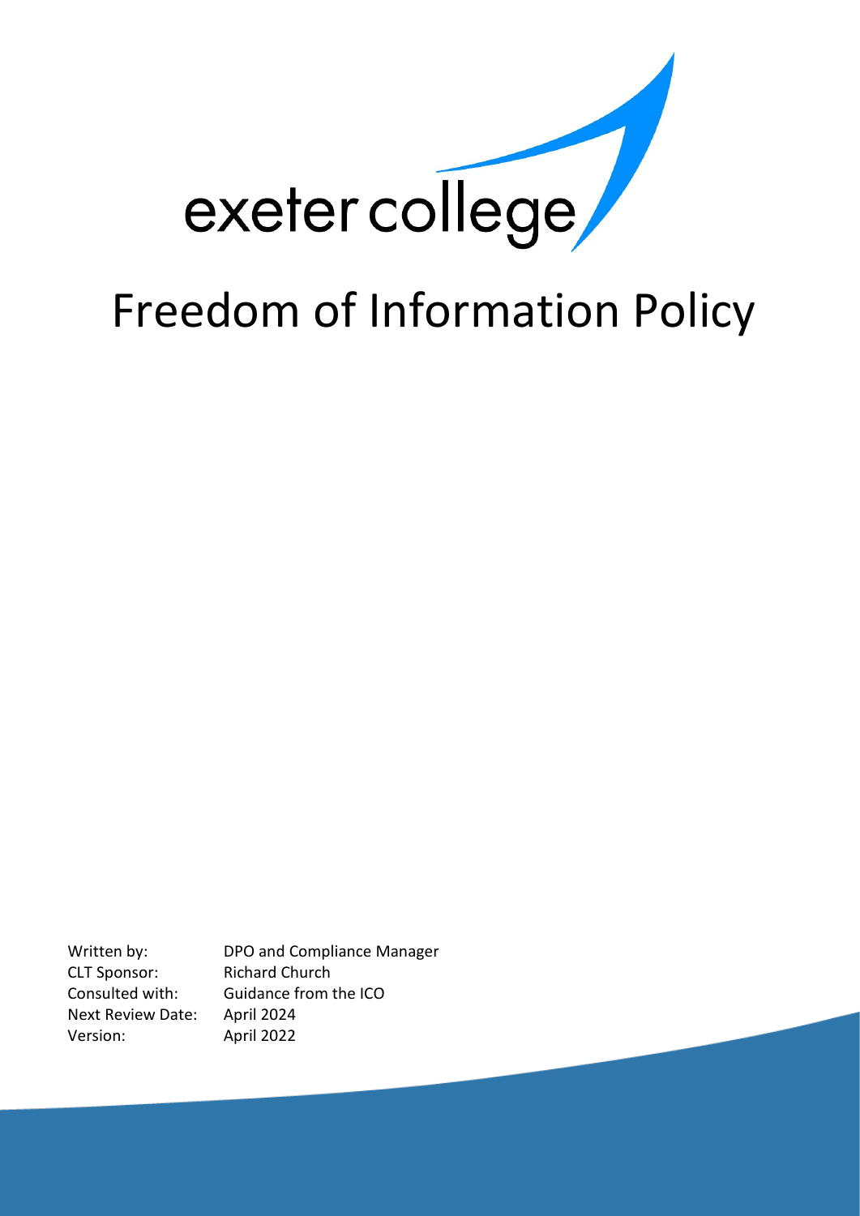exeter college

# Freedom of Information Policy

| | |
|---|---|
| Written by: | DPO and Compliance Manager |
| CLT Sponsor: | Richard Church |
| Consulted with: | Guidance from the ICO |
| Next Review Date: | April 2024 |
| Version: | April 2022 |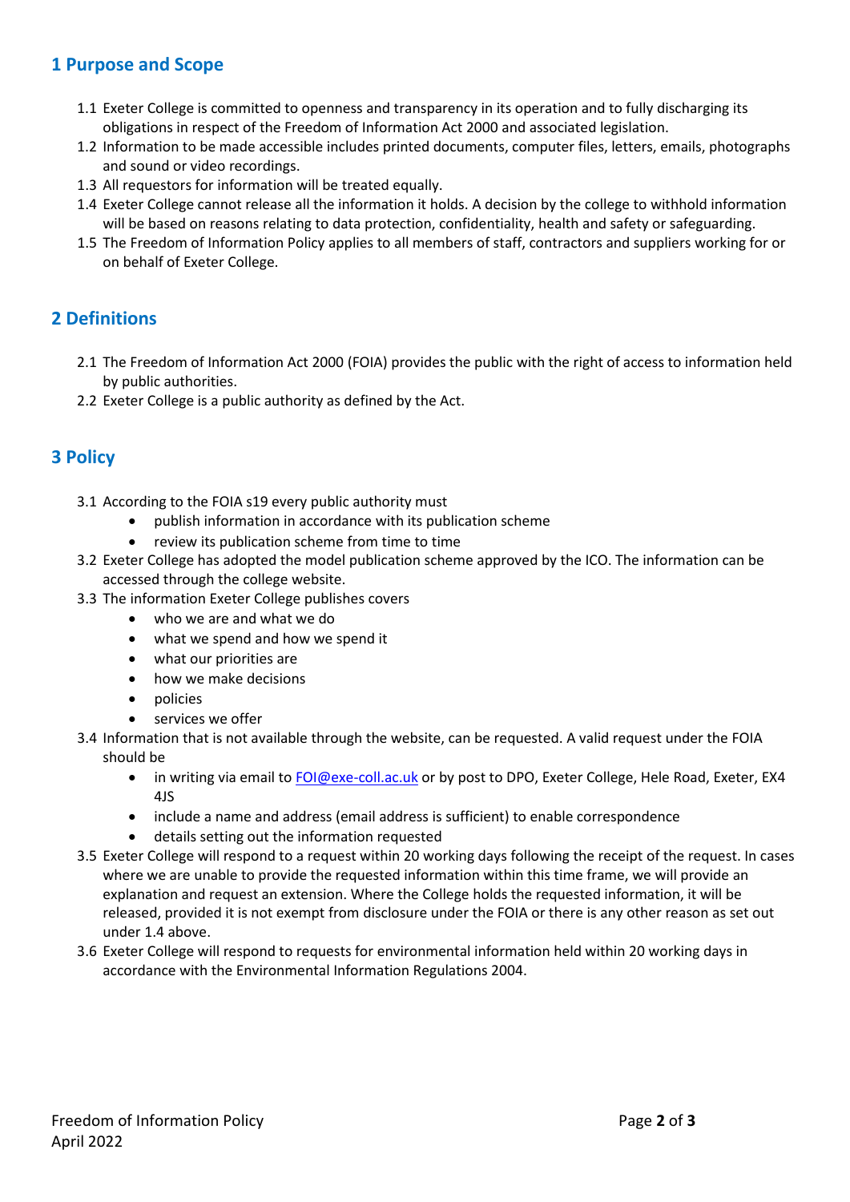## 1 Purpose and Scope

1.1 Exeter College is committed to openness and transparency in its operation and to fully discharging its obligations in respect of the Freedom of Information Act 2000 and associated legislation.

1.2 Information to be made accessible includes printed documents, computer files, letters, emails, photographs and sound or video recordings.

1.3 All requestors for information will be treated equally.

1.4 Exeter College cannot release all the information it holds. A decision by the college to withhold information will be based on reasons relating to data protection, confidentiality, health and safety or safeguarding.

1.5 The Freedom of Information Policy applies to all members of staff, contractors and suppliers working for or on behalf of Exeter College.

## 2 Definitions

2.1 The Freedom of Information Act 2000 (FOIA) provides the public with the right of access to information held by public authorities.

2.2 Exeter College is a public authority as defined by the Act.

## 3 Policy

3.1 According to the FOIA s19 every public authority must

- publish information in accordance with its publication scheme
- review its publication scheme from time to time

3.2 Exeter College has adopted the model publication scheme approved by the ICO. The information can be accessed through the college website.

3.3 The information Exeter College publishes covers

- who we are and what we do
- what we spend and how we spend it
- what our priorities are
- how we make decisions
- policies
- services we offer

3.4 Information that is not available through the website, can be requested. A valid request under the FOIA should be

- in writing via email to FOI@exe-coll.ac.uk or by post to DPO, Exeter College, Hele Road, Exeter, EX4 4JS
- include a name and address (email address is sufficient) to enable correspondence
- details setting out the information requested

3.5 Exeter College will respond to a request within 20 working days following the receipt of the request. In cases where we are unable to provide the requested information within this time frame, we will provide an explanation and request an extension. Where the College holds the requested information, it will be released, provided it is not exempt from disclosure under the FOIA or there is any other reason as set out under 1.4 above.

3.6 Exeter College will respond to requests for environmental information held within 20 working days in accordance with the Environmental Information Regulations 2004.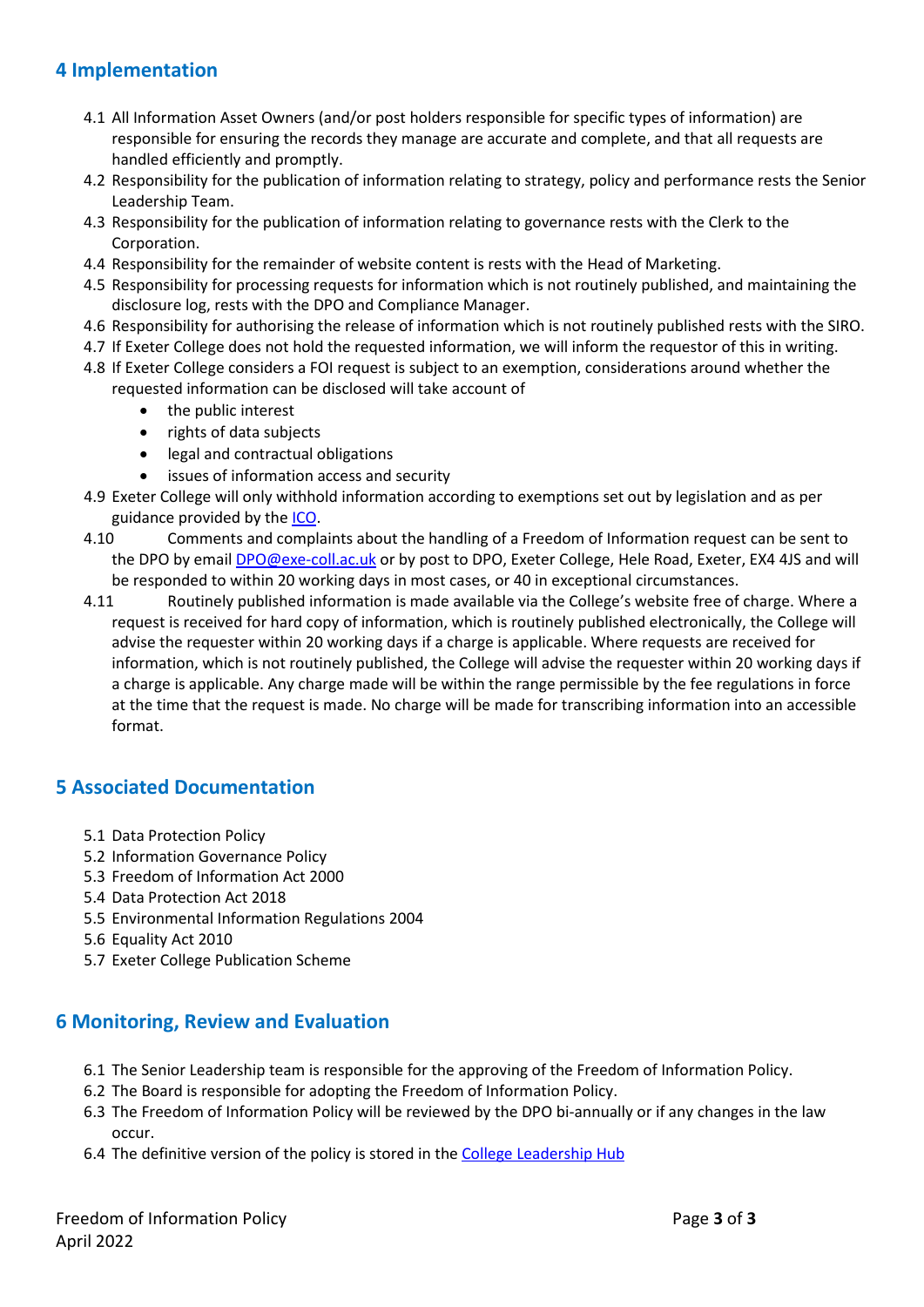## 4 Implementation

4.1 All Information Asset Owners (and/or post holders responsible for specific types of information) are responsible for ensuring the records they manage are accurate and complete, and that all requests are handled efficiently and promptly.

4.2 Responsibility for the publication of information relating to strategy, policy and performance rests the Senior Leadership Team.

4.3 Responsibility for the publication of information relating to governance rests with the Clerk to the Corporation.

4.4 Responsibility for the remainder of website content is rests with the Head of Marketing.

4.5 Responsibility for processing requests for information which is not routinely published, and maintaining the disclosure log, rests with the DPO and Compliance Manager.

4.6 Responsibility for authorising the release of information which is not routinely published rests with the SIRO.

4.7 If Exeter College does not hold the requested information, we will inform the requestor of this in writing.

4.8 If Exeter College considers a FOI request is subject to an exemption, considerations around whether the requested information can be disclosed will take account of

- the public interest
- rights of data subjects
- legal and contractual obligations
- issues of information access and security

4.9 Exeter College will only withhold information according to exemptions set out by legislation and as per guidance provided by the ICO.

4.10 Comments and complaints about the handling of a Freedom of Information request can be sent to the DPO by email DPO@exe-coll.ac.uk or by post to DPO, Exeter College, Hele Road, Exeter, EX4 4JS and will be responded to within 20 working days in most cases, or 40 in exceptional circumstances.

4.11 Routinely published information is made available via the College's website free of charge. Where a request is received for hard copy of information, which is routinely published electronically, the College will advise the requester within 20 working days if a charge is applicable. Where requests are received for information, which is not routinely published, the College will advise the requester within 20 working days if a charge is applicable. Any charge made will be within the range permissible by the fee regulations in force at the time that the request is made. No charge will be made for transcribing information into an accessible format.

## 5 Associated Documentation

5.1 Data Protection Policy

5.2 Information Governance Policy

5.3 Freedom of Information Act 2000

5.4 Data Protection Act 2018

5.5 Environmental Information Regulations 2004

5.6 Equality Act 2010

5.7 Exeter College Publication Scheme

## 6 Monitoring, Review and Evaluation

6.1 The Senior Leadership team is responsible for the approving of the Freedom of Information Policy.

6.2 The Board is responsible for adopting the Freedom of Information Policy.

6.3 The Freedom of Information Policy will be reviewed by the DPO bi-annually or if any changes in the law occur.

6.4 The definitive version of the policy is stored in the College Leadership Hub

Freedom of Information Policy
April 2022